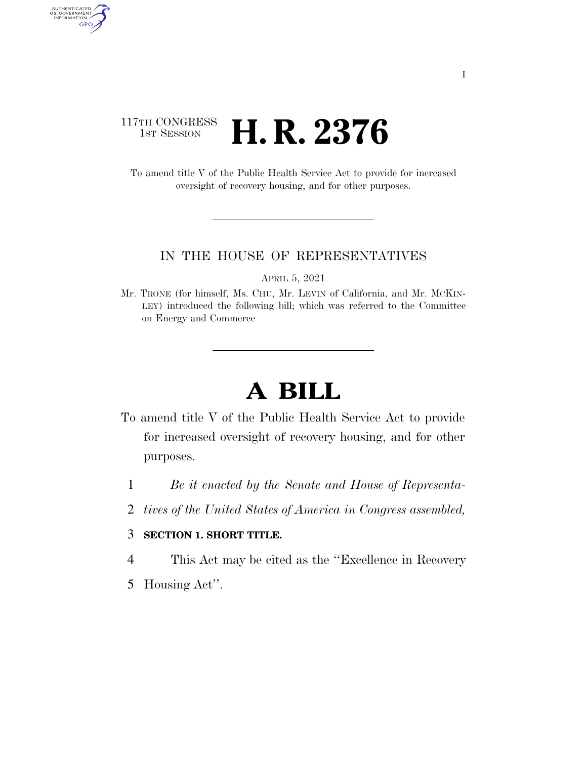117TH CONGRESS
1ST SESSION

# H. R. 2376

To amend title V of the Public Health Service Act to provide for increased oversight of recovery housing, and for other purposes.

---

IN THE HOUSE OF REPRESENTATIVES

APRIL 5, 2021

Mr. TRONE (for himself, Ms. CHU, Mr. LEVIN of California, and Mr. MCKINLEY) introduced the following bill; which was referred to the Committee on Energy and Commerce

---

# A BILL

To amend title V of the Public Health Service Act to provide for increased oversight of recovery housing, and for other purposes.

1 *Be it enacted by the Senate and House of Representa-*
2 *tives of the United States of America in Congress assembled,*

3 **SECTION 1. SHORT TITLE.**

4 This Act may be cited as the "Excellence in Recovery
5 Housing Act".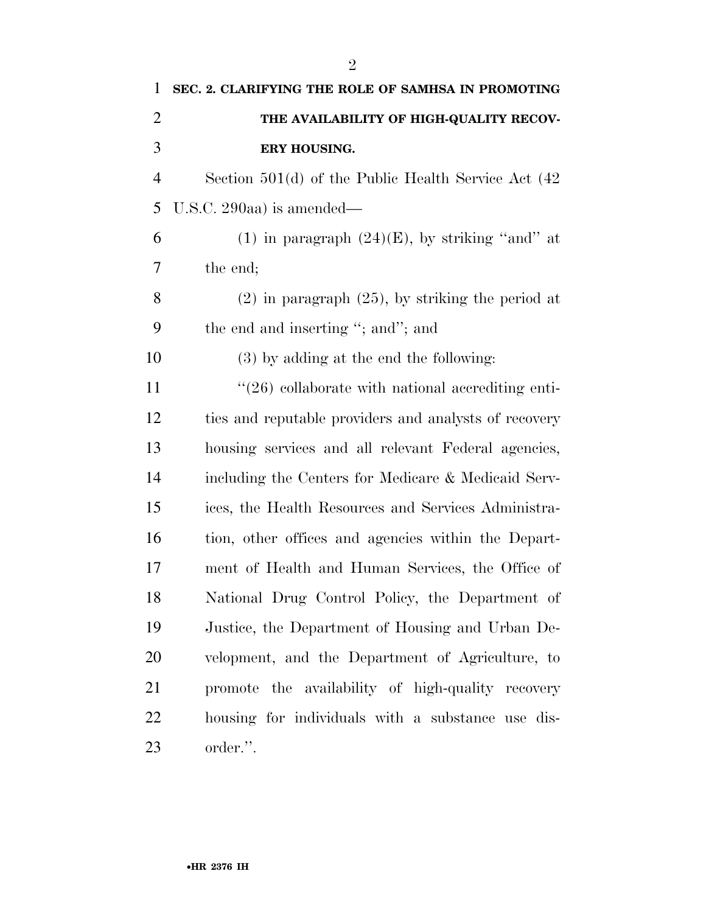## SEC. 2. CLARIFYING THE ROLE OF SAMHSA IN PROMOTING THE AVAILABILITY OF HIGH-QUALITY RECOVERY HOUSING.

Section 501(d) of the Public Health Service Act (42 U.S.C. 290aa) is amended—

(1) in paragraph (24)(E), by striking "and" at the end;

(2) in paragraph (25), by striking the period at the end and inserting "; and"; and

(3) by adding at the end the following:

"(26) collaborate with national accrediting entities and reputable providers and analysts of recovery housing services and all relevant Federal agencies, including the Centers for Medicare & Medicaid Services, the Health Resources and Services Administration, other offices and agencies within the Department of Health and Human Services, the Office of National Drug Control Policy, the Department of Justice, the Department of Housing and Urban Development, and the Department of Agriculture, to promote the availability of high-quality recovery housing for individuals with a substance use disorder.".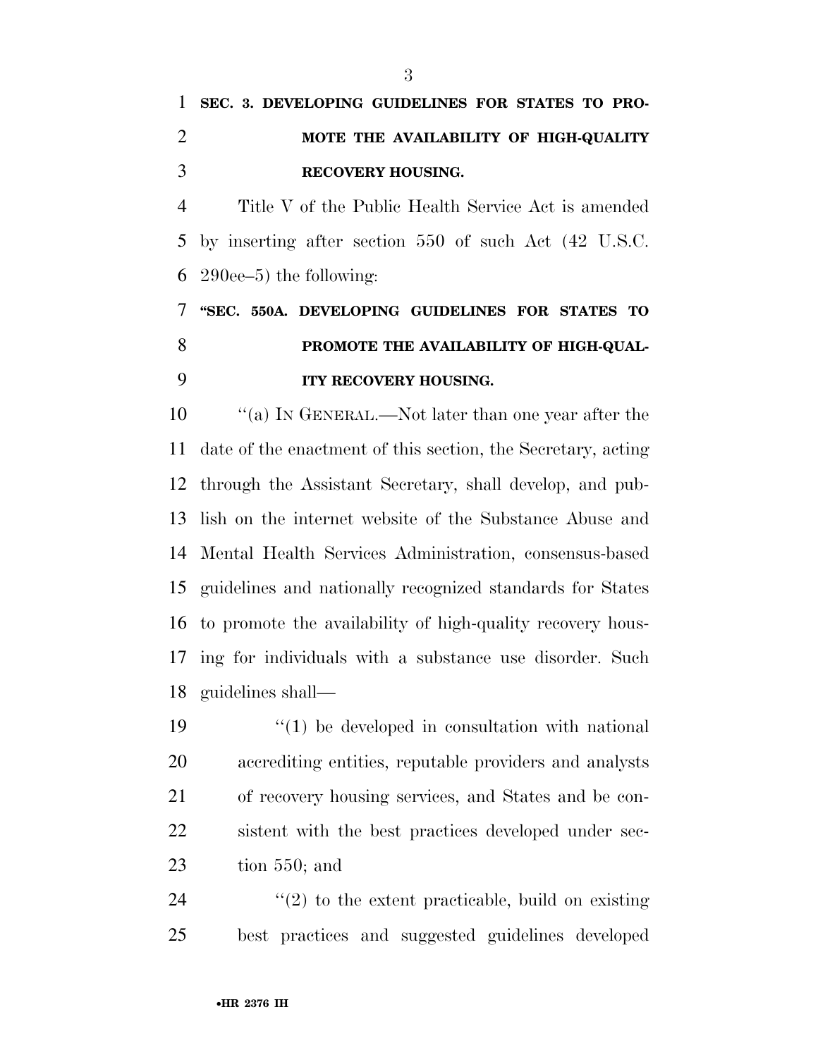**SEC. 3. DEVELOPING GUIDELINES FOR STATES TO PROMOTE THE AVAILABILITY OF HIGH-QUALITY RECOVERY HOUSING.**

Title V of the Public Health Service Act is amended by inserting after section 550 of such Act (42 U.S.C. 290ee–5) the following:

**"SEC. 550A. DEVELOPING GUIDELINES FOR STATES TO PROMOTE THE AVAILABILITY OF HIGH-QUALITY RECOVERY HOUSING.**

"(a) IN GENERAL.—Not later than one year after the date of the enactment of this section, the Secretary, acting through the Assistant Secretary, shall develop, and publish on the internet website of the Substance Abuse and Mental Health Services Administration, consensus-based guidelines and nationally recognized standards for States to promote the availability of high-quality recovery housing for individuals with a substance use disorder. Such guidelines shall—

"(1) be developed in consultation with national accrediting entities, reputable providers and analysts of recovery housing services, and States and be consistent with the best practices developed under section 550; and

"(2) to the extent practicable, build on existing best practices and suggested guidelines developed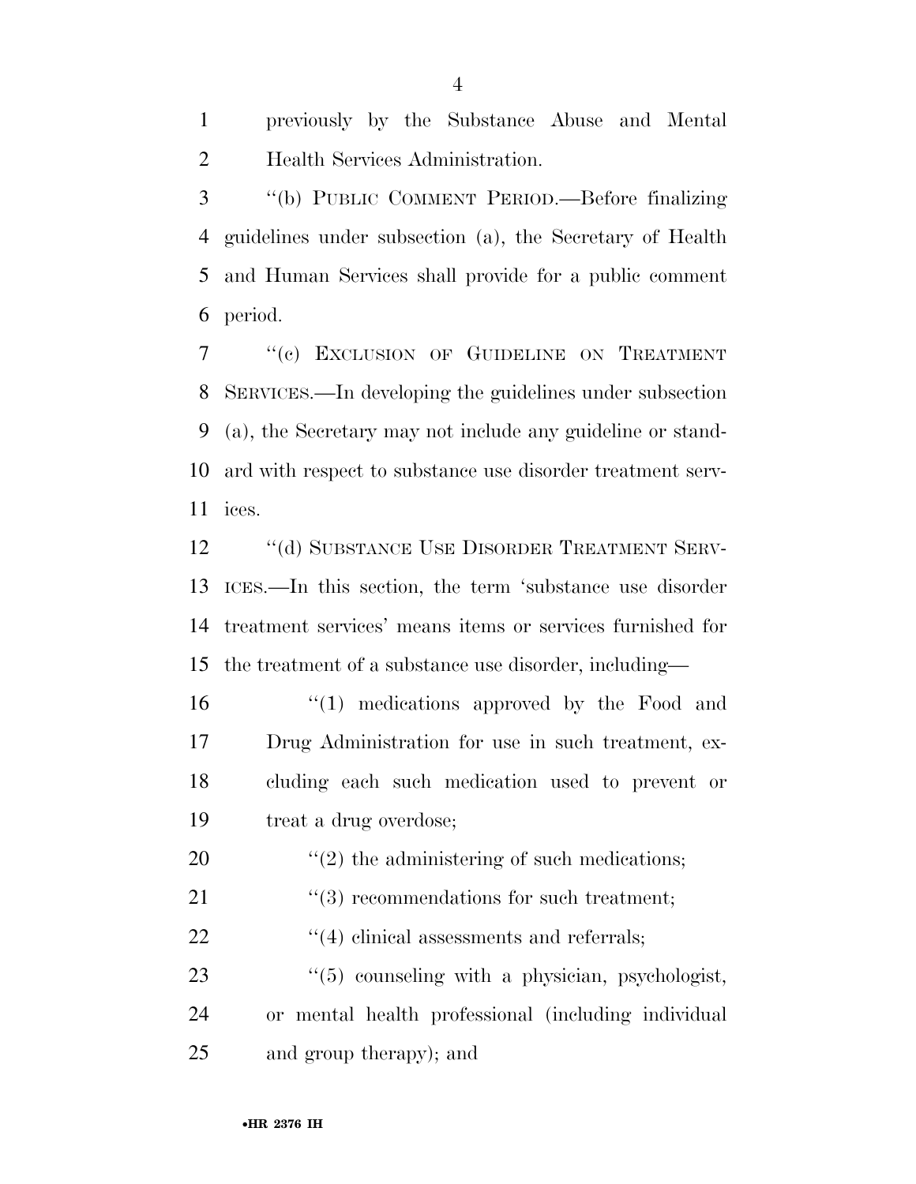previously by the Substance Abuse and Mental Health Services Administration.

''(b) PUBLIC COMMENT PERIOD.—Before finalizing guidelines under subsection (a), the Secretary of Health and Human Services shall provide for a public comment period.

''(c) EXCLUSION OF GUIDELINE ON TREATMENT SERVICES.—In developing the guidelines under subsection (a), the Secretary may not include any guideline or standard with respect to substance use disorder treatment services.

''(d) SUBSTANCE USE DISORDER TREATMENT SERVICES.—In this section, the term 'substance use disorder treatment services' means items or services furnished for the treatment of a substance use disorder, including—

''(1) medications approved by the Food and Drug Administration for use in such treatment, excluding each such medication used to prevent or treat a drug overdose;

''(2) the administering of such medications;

''(3) recommendations for such treatment;

''(4) clinical assessments and referrals;

''(5) counseling with a physician, psychologist, or mental health professional (including individual and group therapy); and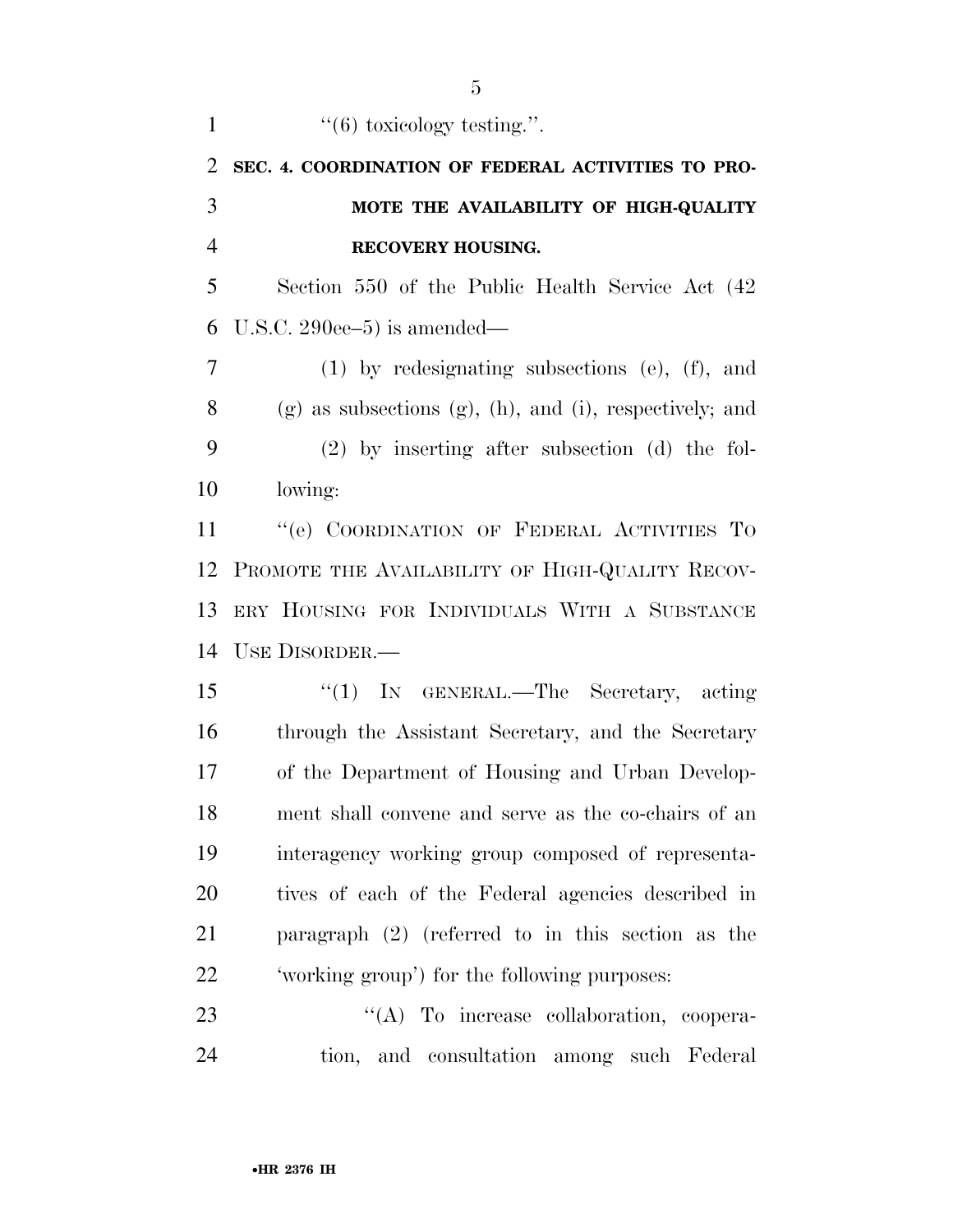''(6) toxicology testing.''.

**SEC. 4. COORDINATION OF FEDERAL ACTIVITIES TO PROMOTE THE AVAILABILITY OF HIGH-QUALITY RECOVERY HOUSING.**

Section 550 of the Public Health Service Act (42 U.S.C. 290ee–5) is amended—

(1) by redesignating subsections (e), (f), and (g) as subsections (g), (h), and (i), respectively; and

(2) by inserting after subsection (d) the following:

''(e) COORDINATION OF FEDERAL ACTIVITIES TO PROMOTE THE AVAILABILITY OF HIGH-QUALITY RECOVERY HOUSING FOR INDIVIDUALS WITH A SUBSTANCE USE DISORDER.—

''(1) IN GENERAL.—The Secretary, acting through the Assistant Secretary, and the Secretary of the Department of Housing and Urban Development shall convene and serve as the co-chairs of an interagency working group composed of representatives of each of the Federal agencies described in paragraph (2) (referred to in this section as the 'working group') for the following purposes:

''(A) To increase collaboration, cooperation, and consultation among such Federal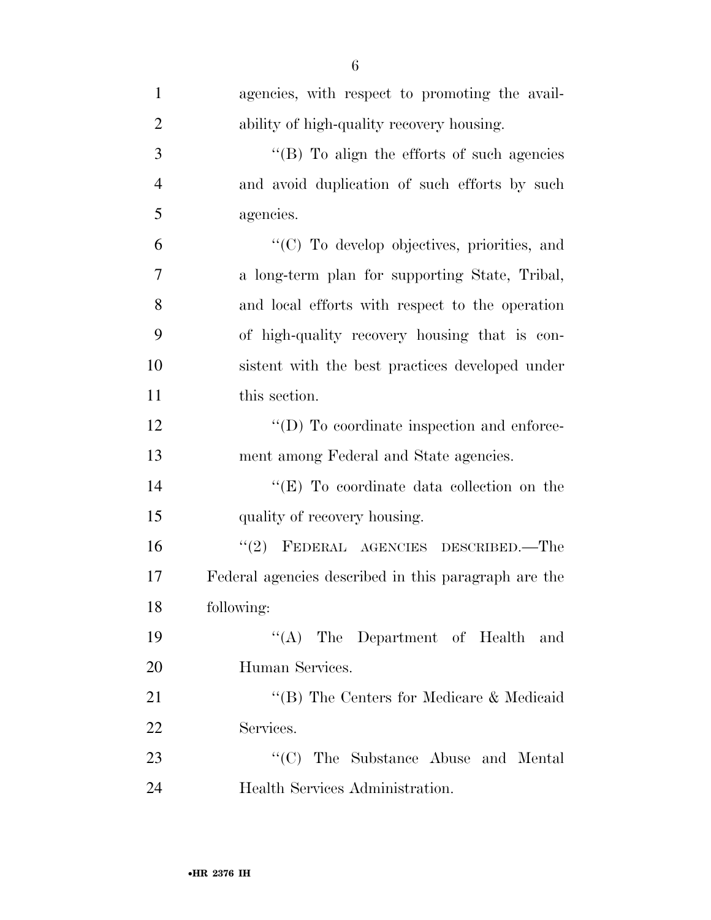agencies, with respect to promoting the availability of high-quality recovery housing.

"(B) To align the efforts of such agencies and avoid duplication of such efforts by such agencies.

"(C) To develop objectives, priorities, and a long-term plan for supporting State, Tribal, and local efforts with respect to the operation of high-quality recovery housing that is consistent with the best practices developed under this section.

"(D) To coordinate inspection and enforcement among Federal and State agencies.

"(E) To coordinate data collection on the quality of recovery housing.

"(2) FEDERAL AGENCIES DESCRIBED.—The Federal agencies described in this paragraph are the following:

"(A) The Department of Health and Human Services.

"(B) The Centers for Medicare & Medicaid Services.

"(C) The Substance Abuse and Mental Health Services Administration.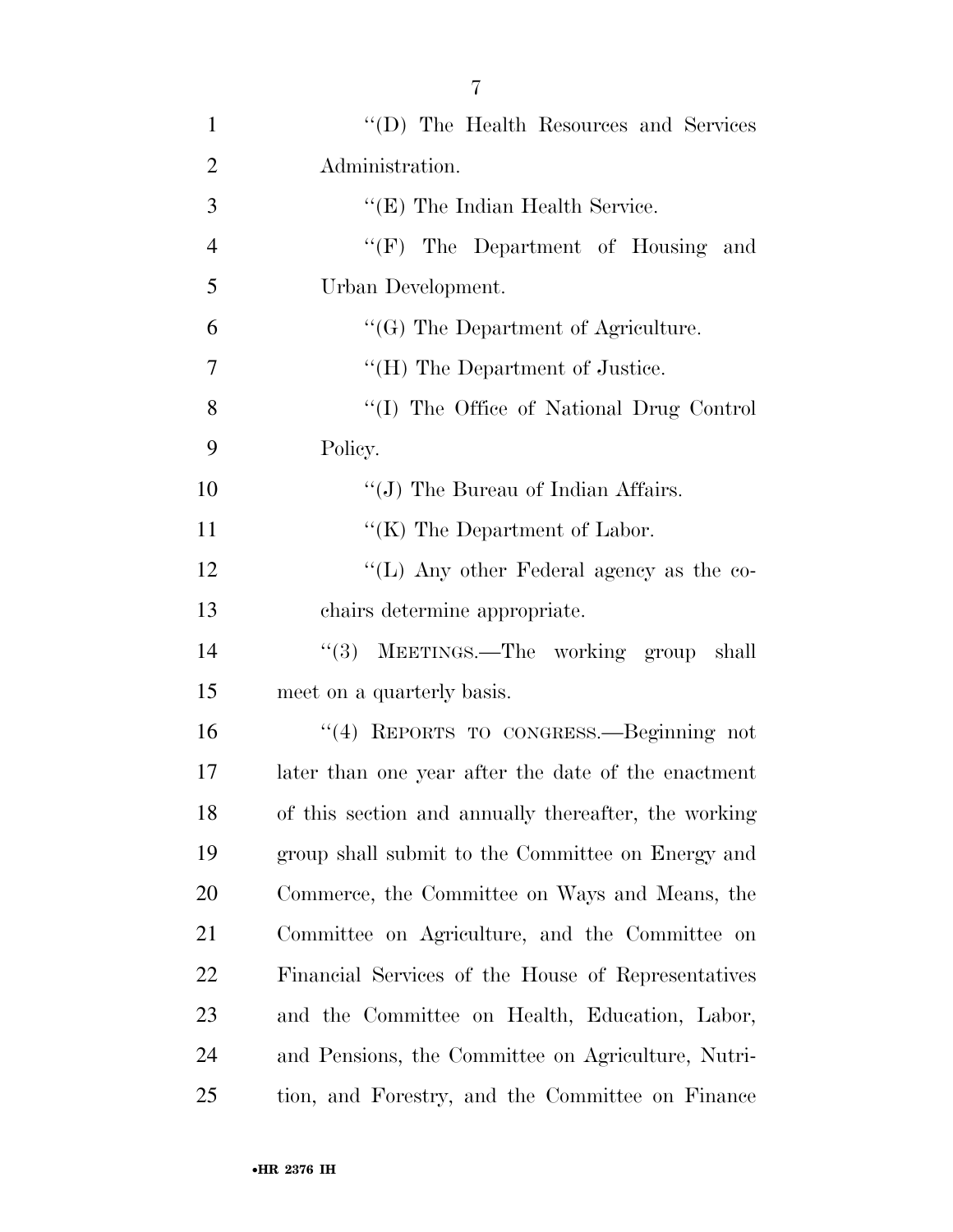''(D) The Health Resources and Services Administration.

''(E) The Indian Health Service.

''(F) The Department of Housing and Urban Development.

''(G) The Department of Agriculture.

''(H) The Department of Justice.

''(I) The Office of National Drug Control Policy.

''(J) The Bureau of Indian Affairs.

''(K) The Department of Labor.

''(L) Any other Federal agency as the co-chairs determine appropriate.

''(3) MEETINGS.—The working group shall meet on a quarterly basis.

''(4) REPORTS TO CONGRESS.—Beginning not later than one year after the date of the enactment of this section and annually thereafter, the working group shall submit to the Committee on Energy and Commerce, the Committee on Ways and Means, the Committee on Agriculture, and the Committee on Financial Services of the House of Representatives and the Committee on Health, Education, Labor, and Pensions, the Committee on Agriculture, Nutrition, and Forestry, and the Committee on Finance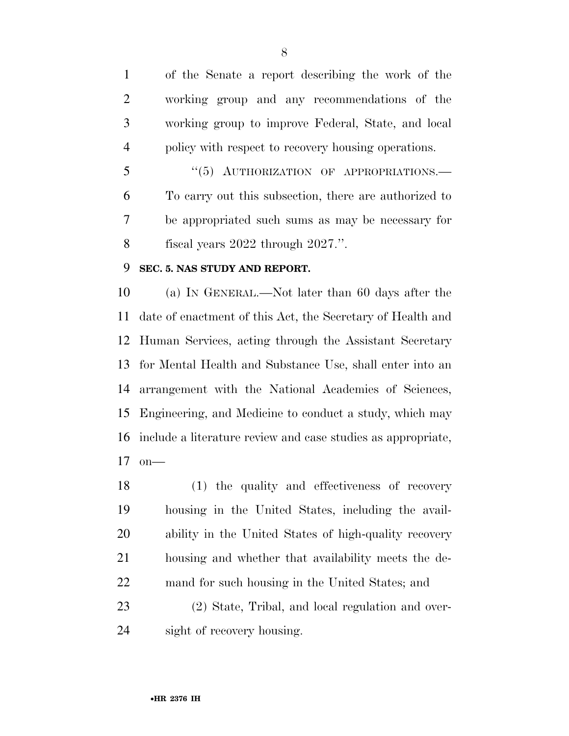of the Senate a report describing the work of the working group and any recommendations of the working group to improve Federal, State, and local policy with respect to recovery housing operations.

"(5) AUTHORIZATION OF APPROPRIATIONS.—To carry out this subsection, there are authorized to be appropriated such sums as may be necessary for fiscal years 2022 through 2027.".

**SEC. 5. NAS STUDY AND REPORT.**

(a) IN GENERAL.—Not later than 60 days after the date of enactment of this Act, the Secretary of Health and Human Services, acting through the Assistant Secretary for Mental Health and Substance Use, shall enter into an arrangement with the National Academies of Sciences, Engineering, and Medicine to conduct a study, which may include a literature review and case studies as appropriate, on—

(1) the quality and effectiveness of recovery housing in the United States, including the availability in the United States of high-quality recovery housing and whether that availability meets the demand for such housing in the United States; and

(2) State, Tribal, and local regulation and oversight of recovery housing.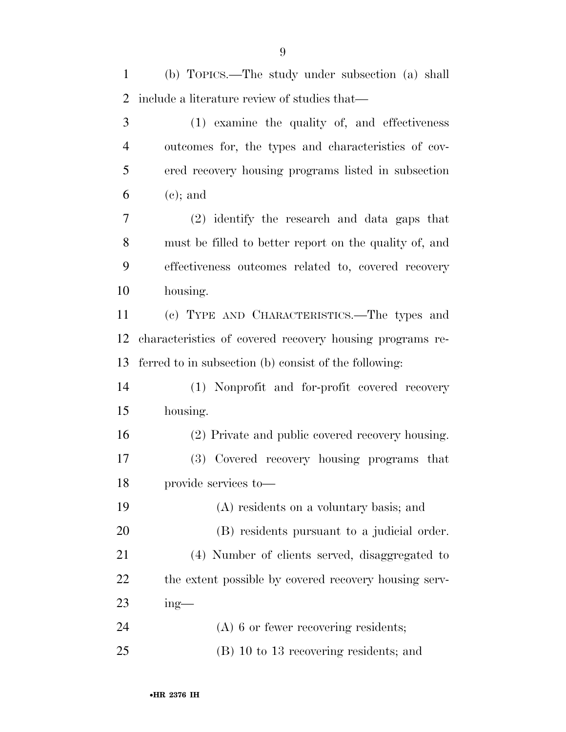(b) TOPICS.—The study under subsection (a) shall include a literature review of studies that—

(1) examine the quality of, and effectiveness outcomes for, the types and characteristics of covered recovery housing programs listed in subsection (c); and

(2) identify the research and data gaps that must be filled to better report on the quality of, and effectiveness outcomes related to, covered recovery housing.

(c) TYPE AND CHARACTERISTICS.—The types and characteristics of covered recovery housing programs referred to in subsection (b) consist of the following:

(1) Nonprofit and for-profit covered recovery housing.

(2) Private and public covered recovery housing.

(3) Covered recovery housing programs that provide services to—

(A) residents on a voluntary basis; and

(B) residents pursuant to a judicial order.

(4) Number of clients served, disaggregated to the extent possible by covered recovery housing serving—

(A) 6 or fewer recovering residents;

(B) 10 to 13 recovering residents; and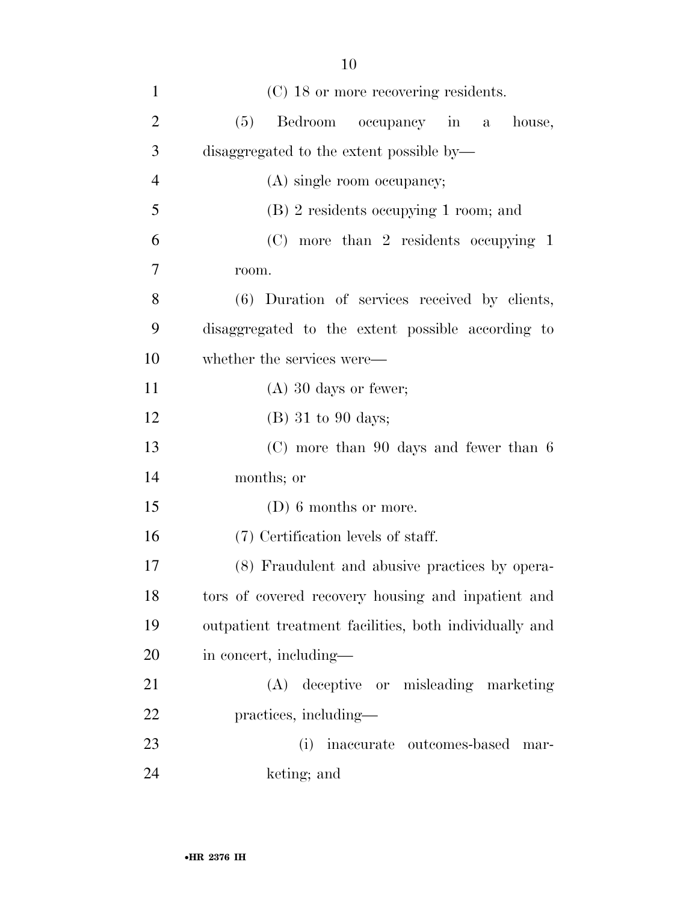(C) 18 or more recovering residents.

(5) Bedroom occupancy in a house, disaggregated to the extent possible by—

(A) single room occupancy;

(B) 2 residents occupying 1 room; and

(C) more than 2 residents occupying 1 room.

(6) Duration of services received by clients, disaggregated to the extent possible according to whether the services were—

(A) 30 days or fewer;

(B) 31 to 90 days;

(C) more than 90 days and fewer than 6 months; or

(D) 6 months or more.

(7) Certification levels of staff.

(8) Fraudulent and abusive practices by operators of covered recovery housing and inpatient and outpatient treatment facilities, both individually and in concert, including—

(A) deceptive or misleading marketing practices, including—

(i) inaccurate outcomes-based marketing; and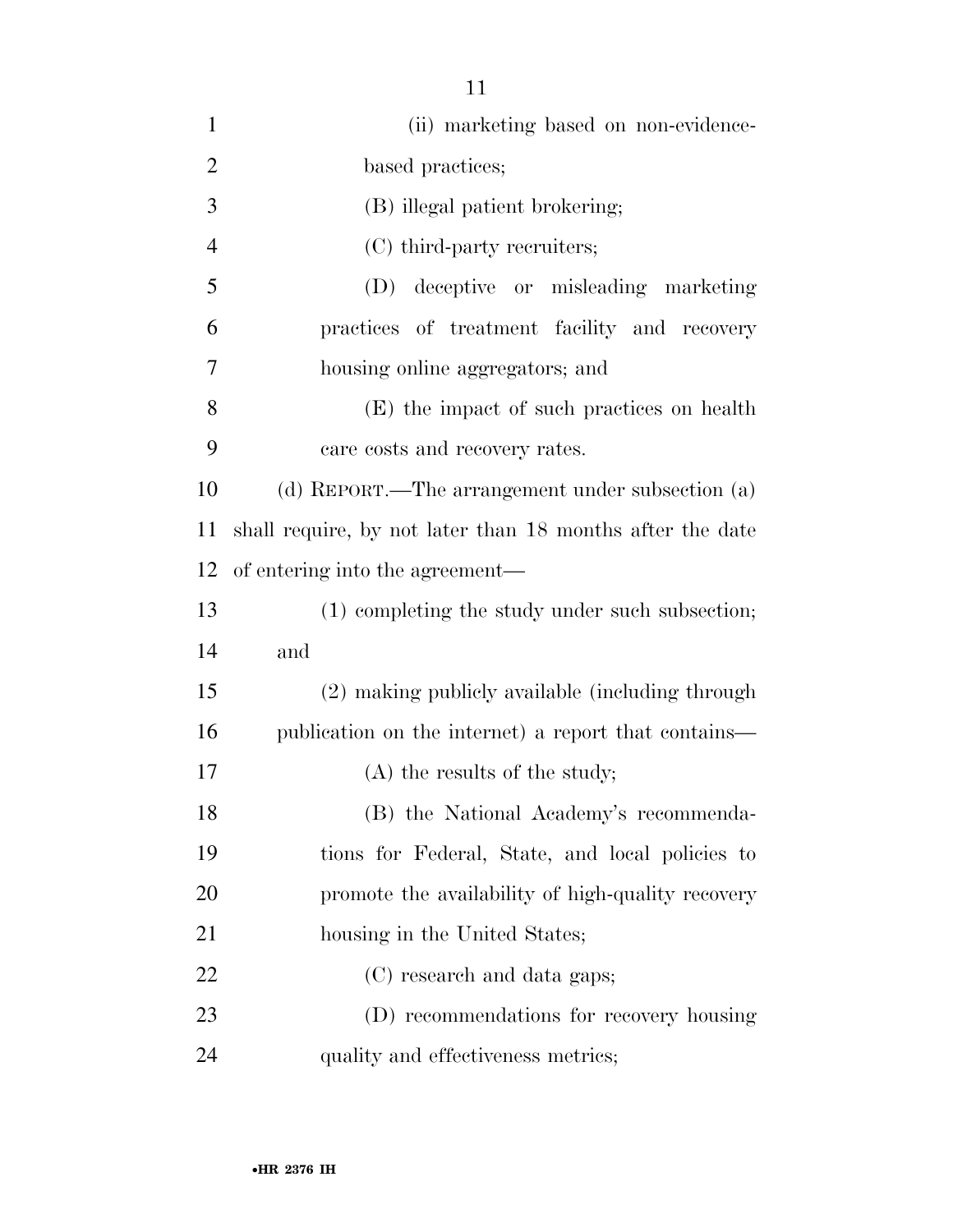(ii) marketing based on non-evidence-based practices;

(B) illegal patient brokering;

(C) third-party recruiters;

(D) deceptive or misleading marketing practices of treatment facility and recovery housing online aggregators; and

(E) the impact of such practices on health care costs and recovery rates.

(d) REPORT.—The arrangement under subsection (a) shall require, by not later than 18 months after the date of entering into the agreement—

(1) completing the study under such subsection; and

(2) making publicly available (including through publication on the internet) a report that contains—

(A) the results of the study;

(B) the National Academy's recommendations for Federal, State, and local policies to promote the availability of high-quality recovery housing in the United States;

(C) research and data gaps;

(D) recommendations for recovery housing quality and effectiveness metrics;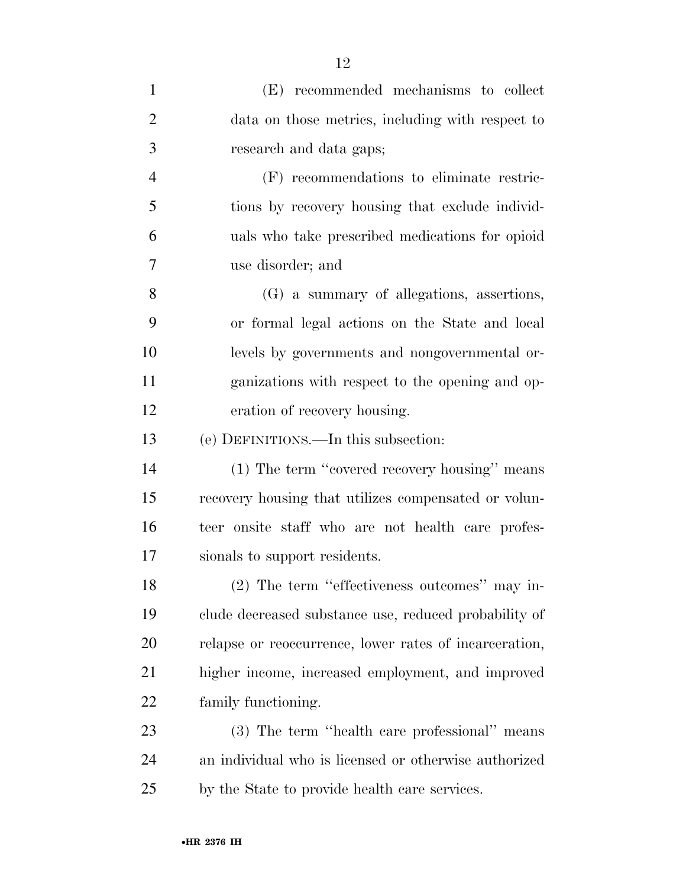(E) recommended mechanisms to collect data on those metrics, including with respect to research and data gaps;

(F) recommendations to eliminate restrictions by recovery housing that exclude individuals who take prescribed medications for opioid use disorder; and

(G) a summary of allegations, assertions, or formal legal actions on the State and local levels by governments and nongovernmental organizations with respect to the opening and operation of recovery housing.

(e) DEFINITIONS.—In this subsection:

(1) The term "covered recovery housing" means recovery housing that utilizes compensated or volunteer onsite staff who are not health care professionals to support residents.

(2) The term "effectiveness outcomes" may include decreased substance use, reduced probability of relapse or reoccurrence, lower rates of incarceration, higher income, increased employment, and improved family functioning.

(3) The term "health care professional" means an individual who is licensed or otherwise authorized by the State to provide health care services.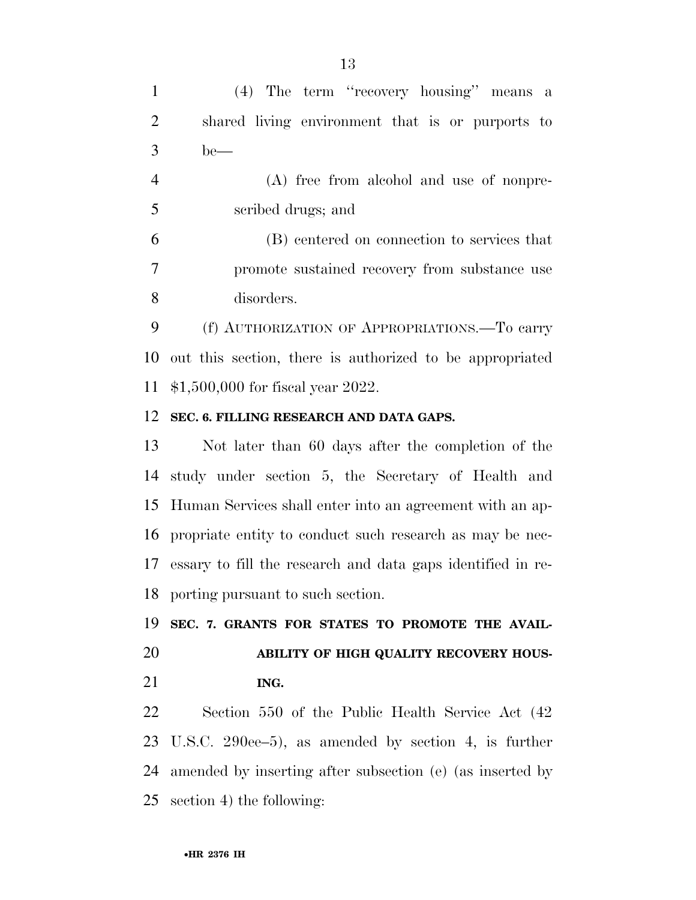(4) The term ''recovery housing'' means a shared living environment that is or purports to be—

(A) free from alcohol and use of nonprescribed drugs; and

(B) centered on connection to services that promote sustained recovery from substance use disorders.

(f) AUTHORIZATION OF APPROPRIATIONS.—To carry out this section, there is authorized to be appropriated $1,500,000 for fiscal year 2022.

**SEC. 6. FILLING RESEARCH AND DATA GAPS.**

Not later than 60 days after the completion of the study under section 5, the Secretary of Health and Human Services shall enter into an agreement with an appropriate entity to conduct such research as may be necessary to fill the research and data gaps identified in reporting pursuant to such section.

**SEC. 7. GRANTS FOR STATES TO PROMOTE THE AVAILABILITY OF HIGH QUALITY RECOVERY HOUSING.**

Section 550 of the Public Health Service Act (42 U.S.C. 290ee–5), as amended by section 4, is further amended by inserting after subsection (e) (as inserted by section 4) the following: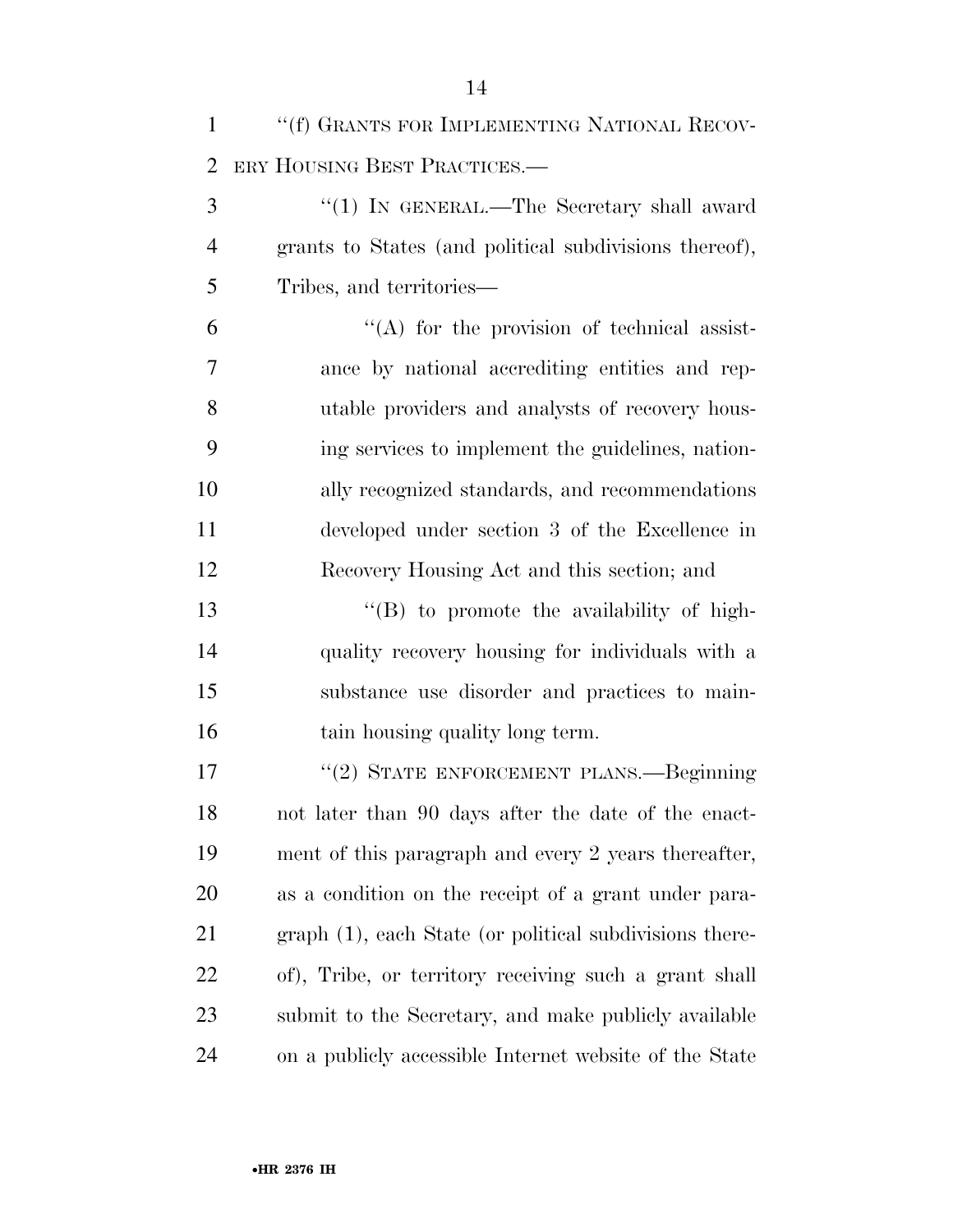"(f) GRANTS FOR IMPLEMENTING NATIONAL RECOVERY HOUSING BEST PRACTICES.—

"(1) IN GENERAL.—The Secretary shall award grants to States (and political subdivisions thereof), Tribes, and territories—

"(A) for the provision of technical assistance by national accrediting entities and reputable providers and analysts of recovery housing services to implement the guidelines, nationally recognized standards, and recommendations developed under section 3 of the Excellence in Recovery Housing Act and this section; and

"(B) to promote the availability of high-quality recovery housing for individuals with a substance use disorder and practices to maintain housing quality long term.

"(2) STATE ENFORCEMENT PLANS.—Beginning not later than 90 days after the date of the enactment of this paragraph and every 2 years thereafter, as a condition on the receipt of a grant under paragraph (1), each State (or political subdivisions thereof), Tribe, or territory receiving such a grant shall submit to the Secretary, and make publicly available on a publicly accessible Internet website of the State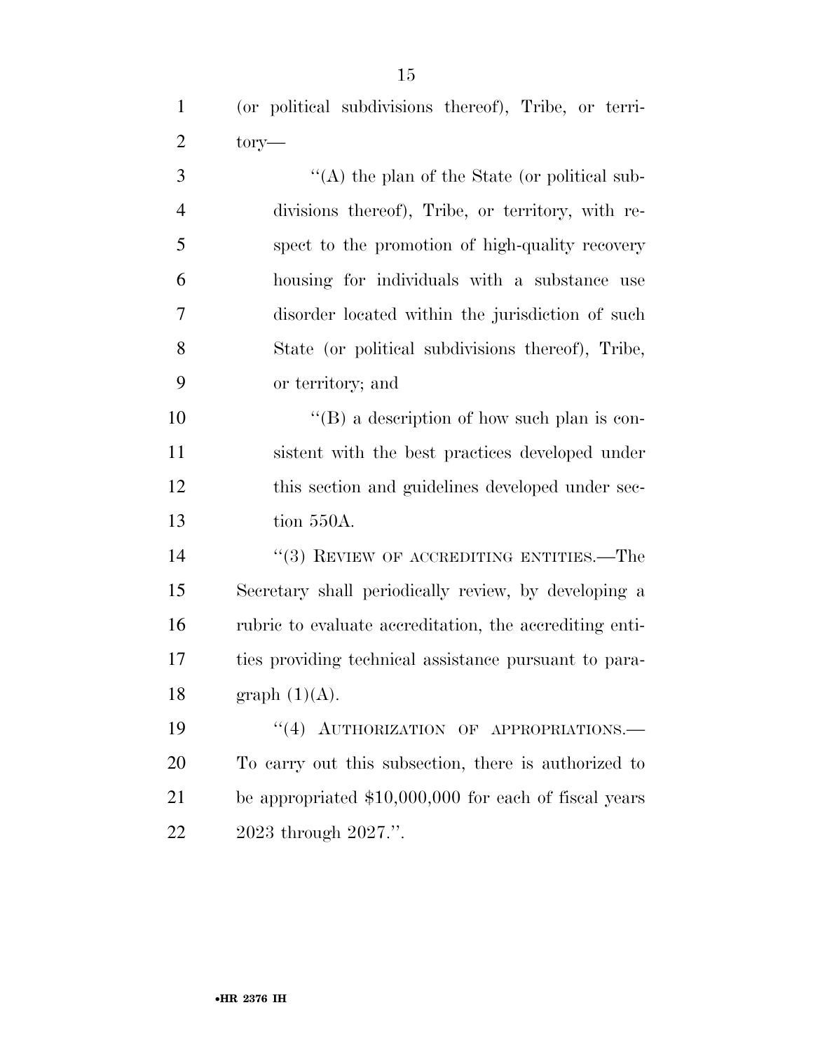(or political subdivisions thereof), Tribe, or territory—

"(A) the plan of the State (or political subdivisions thereof), Tribe, or territory, with respect to the promotion of high-quality recovery housing for individuals with a substance use disorder located within the jurisdiction of such State (or political subdivisions thereof), Tribe, or territory; and

"(B) a description of how such plan is consistent with the best practices developed under this section and guidelines developed under section 550A.

"(3) REVIEW OF ACCREDITING ENTITIES.—The Secretary shall periodically review, by developing a rubric to evaluate accreditation, the accrediting entities providing technical assistance pursuant to paragraph (1)(A).

"(4) AUTHORIZATION OF APPROPRIATIONS.—To carry out this subsection, there is authorized to be appropriated $10,000,000 for each of fiscal years 2023 through 2027.".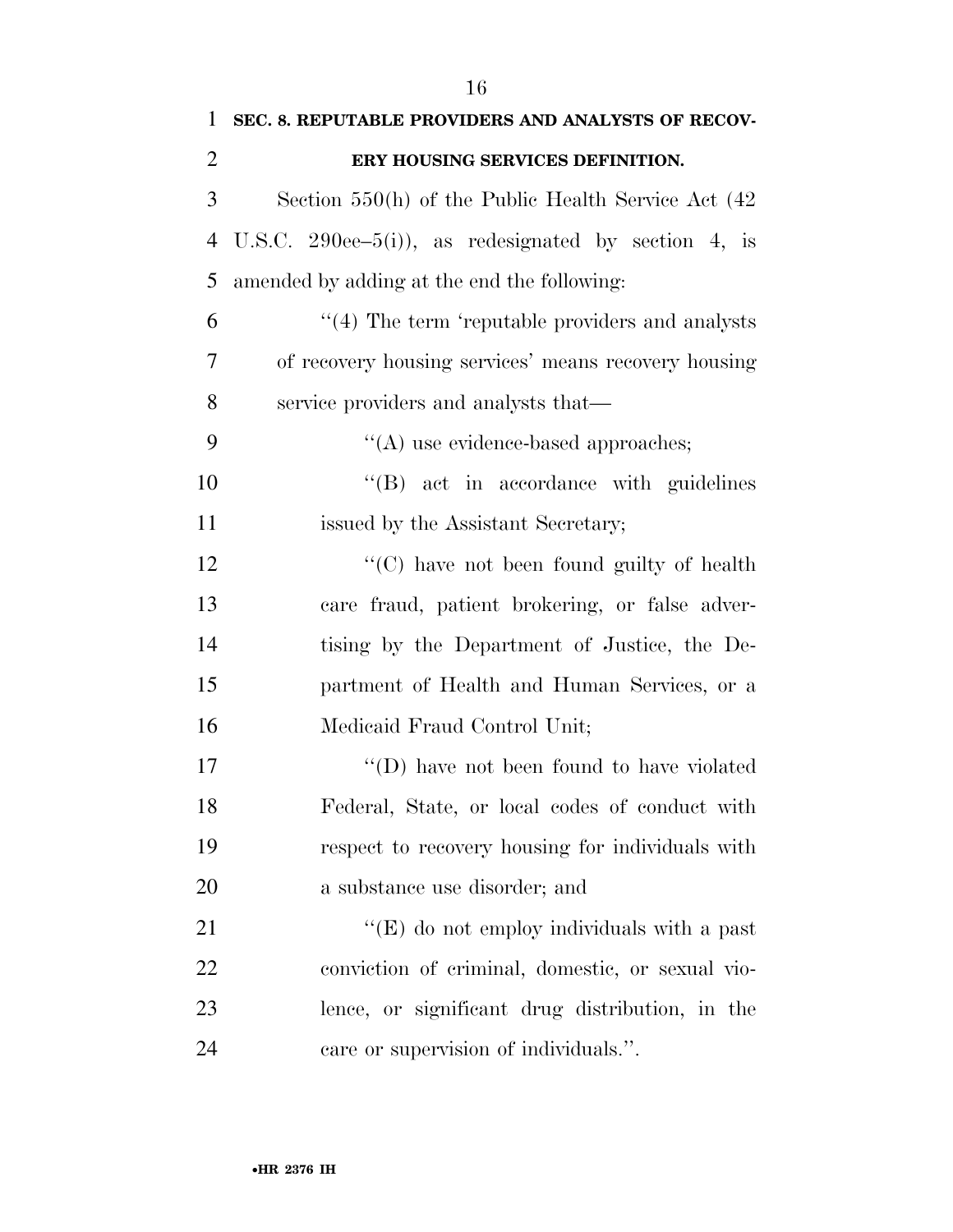**SEC. 8. REPUTABLE PROVIDERS AND ANALYSTS OF RECOVERY HOUSING SERVICES DEFINITION.**

Section 550(h) of the Public Health Service Act (42 U.S.C. 290ee–5(i)), as redesignated by section 4, is amended by adding at the end the following:

"(4) The term 'reputable providers and analysts of recovery housing services' means recovery housing service providers and analysts that—

"(A) use evidence-based approaches;

"(B) act in accordance with guidelines issued by the Assistant Secretary;

"(C) have not been found guilty of health care fraud, patient brokering, or false advertising by the Department of Justice, the Department of Health and Human Services, or a Medicaid Fraud Control Unit;

"(D) have not been found to have violated Federal, State, or local codes of conduct with respect to recovery housing for individuals with a substance use disorder; and

"(E) do not employ individuals with a past conviction of criminal, domestic, or sexual violence, or significant drug distribution, in the care or supervision of individuals.".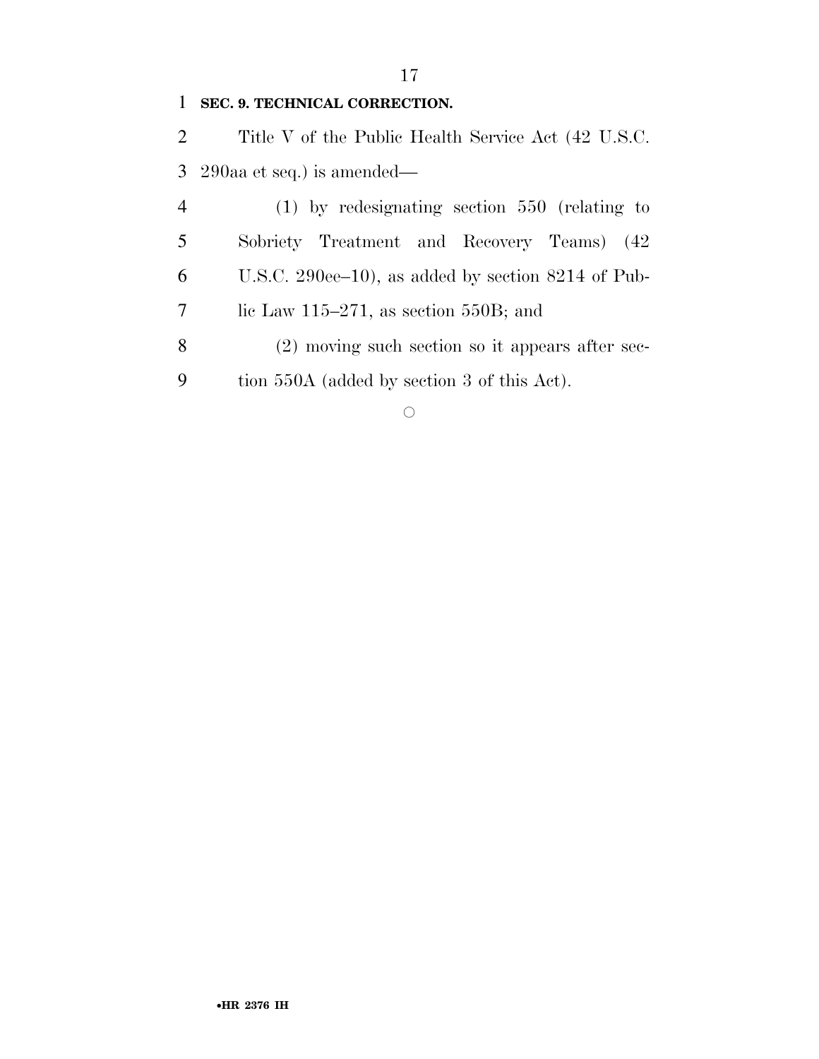**SEC. 9. TECHNICAL CORRECTION.**

Title V of the Public Health Service Act (42 U.S.C. 290aa et seq.) is amended—

(1) by redesignating section 550 (relating to Sobriety Treatment and Recovery Teams) (42 U.S.C. 290ee–10), as added by section 8214 of Public Law 115–271, as section 550B; and

(2) moving such section so it appears after section 550A (added by section 3 of this Act).

○